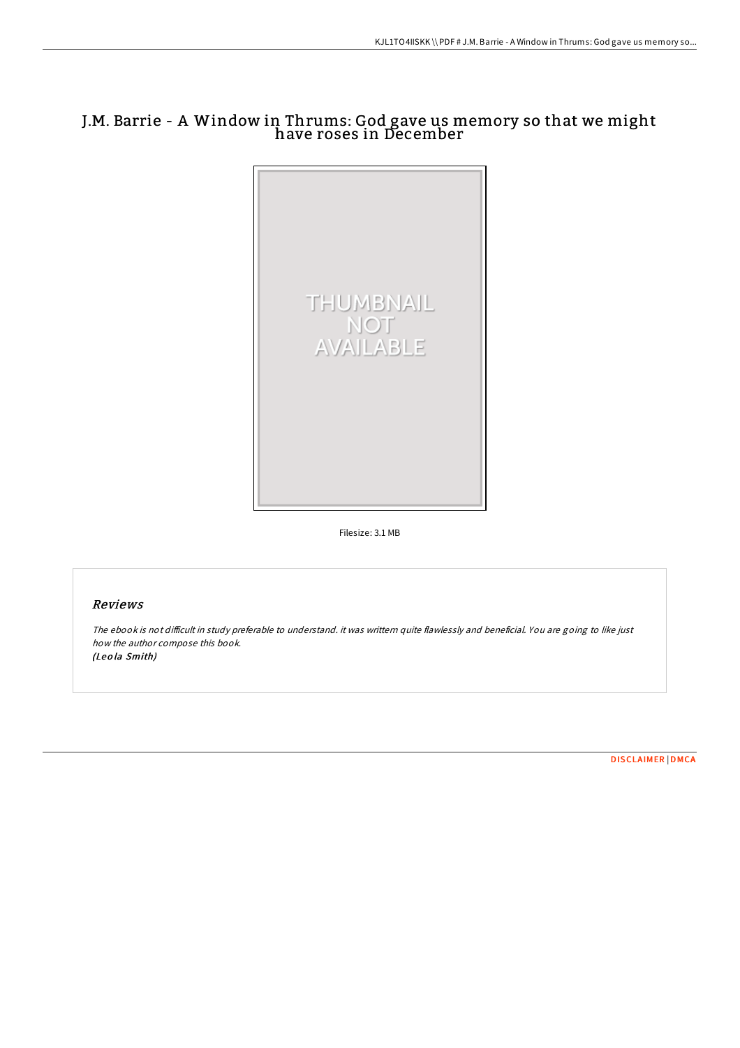# J.M. Barrie - A Window in Thrums: God gave us memory so that we might have roses in December

Filesize: 3.1 MB

## *Reviews*

*The ebook is not difficult in study preferable to understand. it was written quite flawlessly and beneficial. You are going to like just how the author compose this book.*
*(Leola Smith)*

DISCLAIMER | DMCA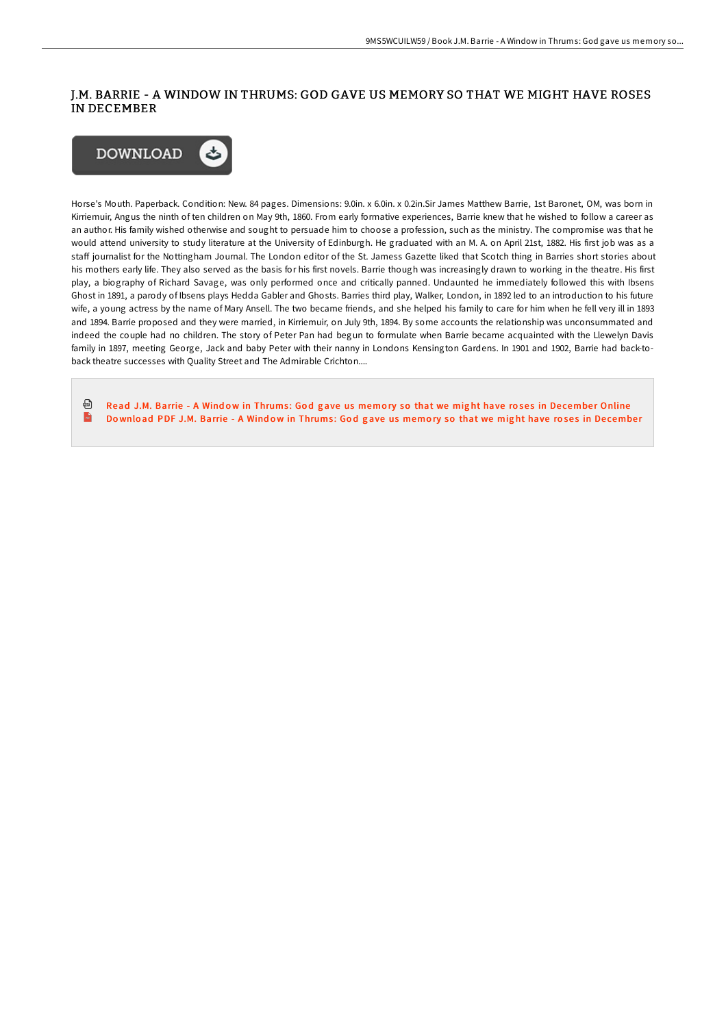# J.M. BARRIE - A WINDOW IN THRUMS: GOD GAVE US MEMORY SO THAT WE MIGHT HAVE ROSES IN DECEMBER

DOWNLOAD

Horse's Mouth. Paperback. Condition: New. 84 pages. Dimensions: 9.0in. x 6.0in. x 0.2in.Sir James Matthew Barrie, 1st Baronet, OM, was born in Kirriemuir, Angus the ninth of ten children on May 9th, 1860. From early formative experiences, Barrie knew that he wished to follow a career as an author. His family wished otherwise and sought to persuade him to choose a profession, such as the ministry. The compromise was that he would attend university to study literature at the University of Edinburgh. He graduated with an M. A. on April 21st, 1882. His first job was as a staff journalist for the Nottingham Journal. The London editor of the St. Jamess Gazette liked that Scotch thing in Barries short stories about his mothers early life. They also served as the basis for his first novels. Barrie though was increasingly drawn to working in the theatre. His first play, a biography of Richard Savage, was only performed once and critically panned. Undaunted he immediately followed this with Ibsens Ghost in 1891, a parody of Ibsens plays Hedda Gabler and Ghosts. Barries third play, Walker, London, in 1892 led to an introduction to his future wife, a young actress by the name of Mary Ansell. The two became friends, and she helped his family to care for him when he fell very ill in 1893 and 1894. Barrie proposed and they were married, in Kirriemuir, on July 9th, 1894. By some accounts the relationship was unconsummated and indeed the couple had no children. The story of Peter Pan had begun to formulate when Barrie became acquainted with the Llewelyn Davis family in 1897, meeting George, Jack and baby Peter with their nanny in Londons Kensington Gardens. In 1901 and 1902, Barrie had back-to-back theatre successes with Quality Street and The Admirable Crichton....

Read J.M. Barrie - A Window in Thrums: God gave us memory so that we might have roses in December Online

Download PDF J.M. Barrie - A Window in Thrums: God gave us memory so that we might have roses in December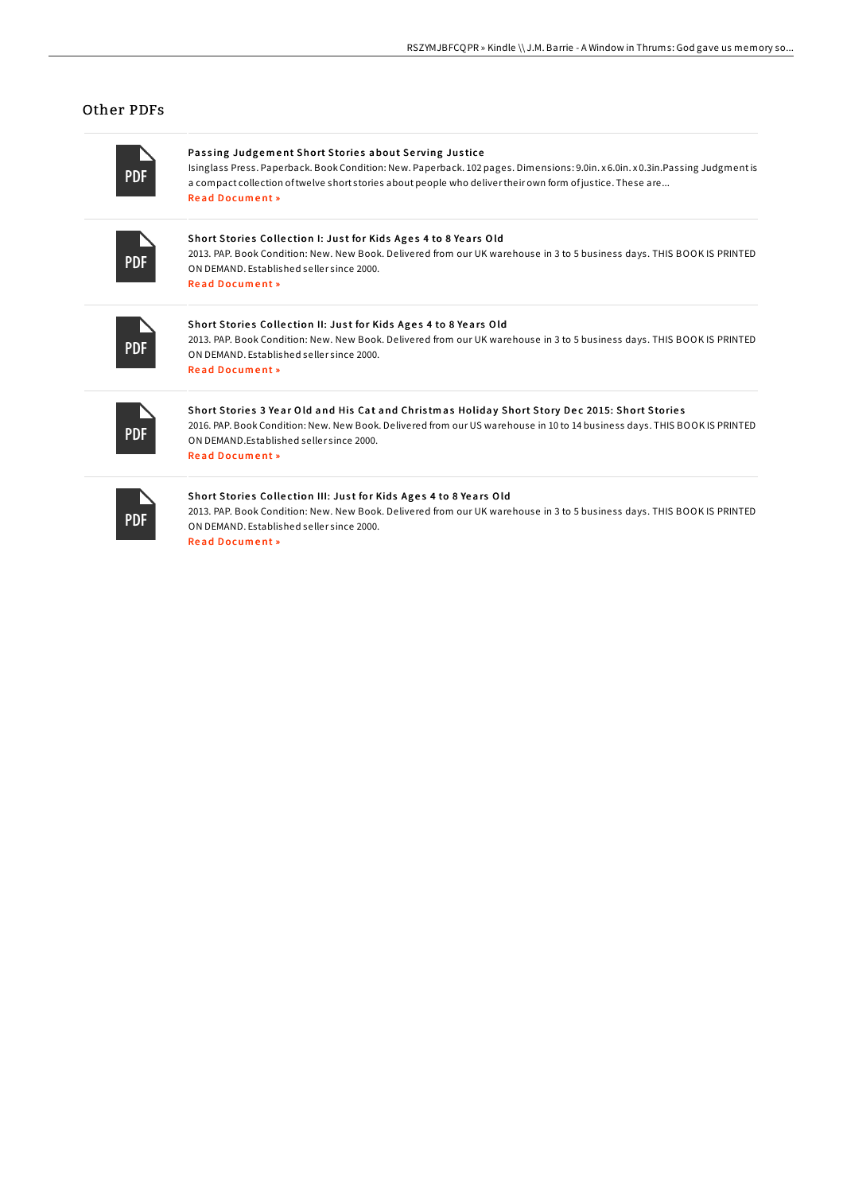## Other PDFs

**Passing Judgement Short Stories about Serving Justice**

Isinglass Press. Paperback. Book Condition: New. Paperback. 102 pages. Dimensions: 9.0in. x 6.0in. x 0.3in.Passing Judgment is a compact collection of twelve short stories about people who deliver their own form of justice. These are...

Read Document »

**Short Stories Collection I: Just for Kids Ages 4 to 8 Years Old**

2013. PAP. Book Condition: New. New Book. Delivered from our UK warehouse in 3 to 5 business days. THIS BOOK IS PRINTED ON DEMAND. Established seller since 2000.

Read Document »

**Short Stories Collection II: Just for Kids Ages 4 to 8 Years Old**

2013. PAP. Book Condition: New. New Book. Delivered from our UK warehouse in 3 to 5 business days. THIS BOOK IS PRINTED ON DEMAND. Established seller since 2000.

Read Document »

**Short Stories 3 Year Old and His Cat and Christmas Holiday Short Story Dec 2015: Short Stories**

2016. PAP. Book Condition: New. New Book. Delivered from our US warehouse in 10 to 14 business days. THIS BOOK IS PRINTED ON DEMAND.Established seller since 2000.

Read Document »

**Short Stories Collection III: Just for Kids Ages 4 to 8 Years Old**

2013. PAP. Book Condition: New. New Book. Delivered from our UK warehouse in 3 to 5 business days. THIS BOOK IS PRINTED ON DEMAND. Established seller since 2000.

Read Document »